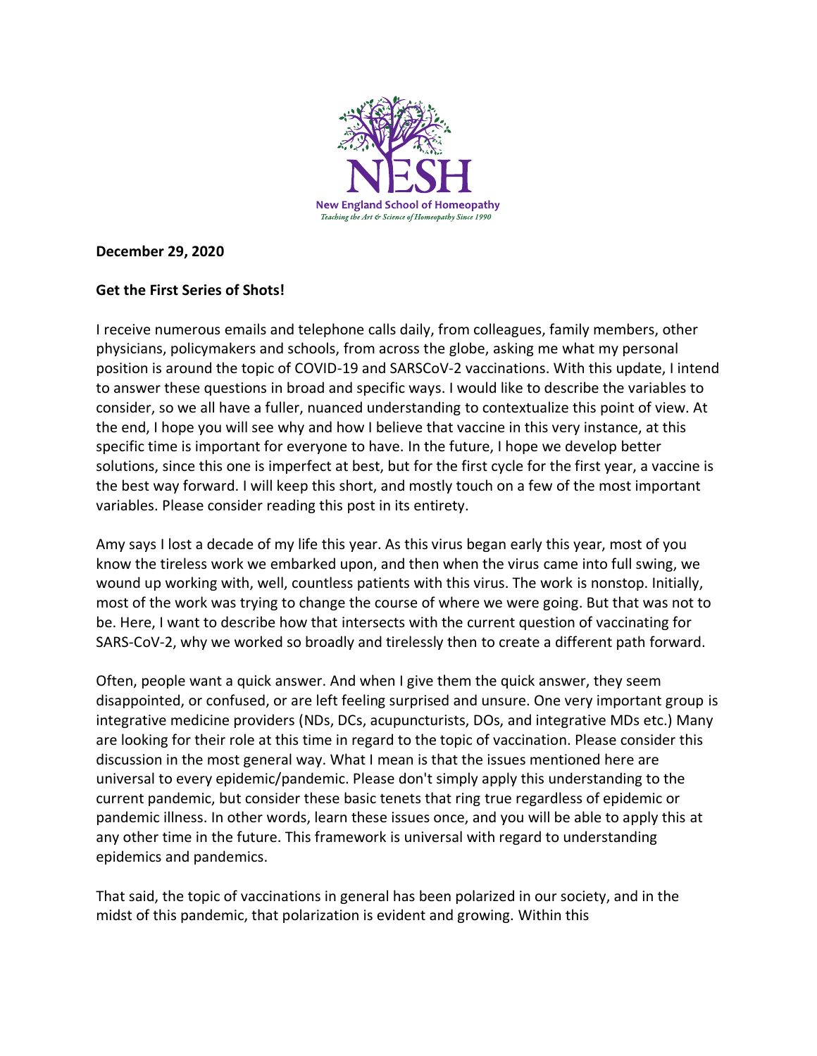New England School of Homeopathy

*Teaching the Art & Science of Homeopathy Since 1990*

**December 29, 2020**

**Get the First Series of Shots!**

I receive numerous emails and telephone calls daily, from colleagues, family members, other physicians, policymakers and schools, from across the globe, asking me what my personal position is around the topic of COVID-19 and SARSCoV-2 vaccinations. With this update, I intend to answer these questions in broad and specific ways. I would like to describe the variables to consider, so we all have a fuller, nuanced understanding to contextualize this point of view. At the end, I hope you will see why and how I believe that vaccine in this very instance, at this specific time is important for everyone to have. In the future, I hope we develop better solutions, since this one is imperfect at best, but for the first cycle for the first year, a vaccine is the best way forward. I will keep this short, and mostly touch on a few of the most important variables. Please consider reading this post in its entirety.

Amy says I lost a decade of my life this year. As this virus began early this year, most of you know the tireless work we embarked upon, and then when the virus came into full swing, we wound up working with, well, countless patients with this virus. The work is nonstop. Initially, most of the work was trying to change the course of where we were going. But that was not to be. Here, I want to describe how that intersects with the current question of vaccinating for SARS-CoV-2, why we worked so broadly and tirelessly then to create a different path forward.

Often, people want a quick answer. And when I give them the quick answer, they seem disappointed, or confused, or are left feeling surprised and unsure. One very important group is integrative medicine providers (NDs, DCs, acupuncturists, DOs, and integrative MDs etc.) Many are looking for their role at this time in regard to the topic of vaccination. Please consider this discussion in the most general way. What I mean is that the issues mentioned here are universal to every epidemic/pandemic. Please don't simply apply this understanding to the current pandemic, but consider these basic tenets that ring true regardless of epidemic or pandemic illness. In other words, learn these issues once, and you will be able to apply this at any other time in the future. This framework is universal with regard to understanding epidemics and pandemics.

That said, the topic of vaccinations in general has been polarized in our society, and in the midst of this pandemic, that polarization is evident and growing. Within this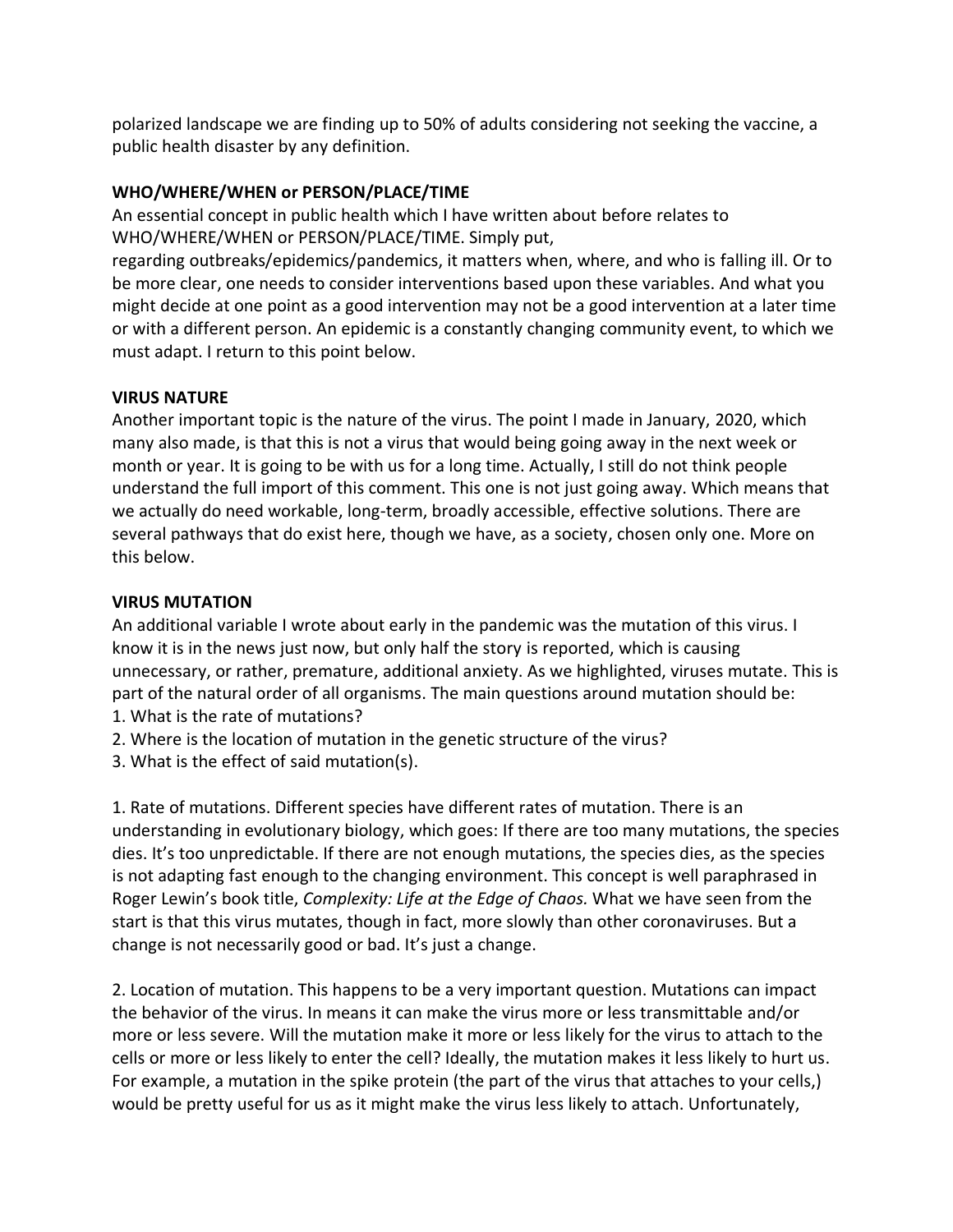polarized landscape we are finding up to 50% of adults considering not seeking the vaccine, a public health disaster by any definition.

**WHO/WHERE/WHEN or PERSON/PLACE/TIME**

An essential concept in public health which I have written about before relates to WHO/WHERE/WHEN or PERSON/PLACE/TIME. Simply put, regarding outbreaks/epidemics/pandemics, it matters when, where, and who is falling ill. Or to be more clear, one needs to consider interventions based upon these variables. And what you might decide at one point as a good intervention may not be a good intervention at a later time or with a different person. An epidemic is a constantly changing community event, to which we must adapt. I return to this point below.

**VIRUS NATURE**

Another important topic is the nature of the virus. The point I made in January, 2020, which many also made, is that this is not a virus that would being going away in the next week or month or year. It is going to be with us for a long time. Actually, I still do not think people understand the full import of this comment. This one is not just going away. Which means that we actually do need workable, long-term, broadly accessible, effective solutions. There are several pathways that do exist here, though we have, as a society, chosen only one. More on this below.

**VIRUS MUTATION**

An additional variable I wrote about early in the pandemic was the mutation of this virus. I know it is in the news just now, but only half the story is reported, which is causing unnecessary, or rather, premature, additional anxiety. As we highlighted, viruses mutate. This is part of the natural order of all organisms. The main questions around mutation should be:

1. What is the rate of mutations?
2. Where is the location of mutation in the genetic structure of the virus?
3. What is the effect of said mutation(s).

1. Rate of mutations. Different species have different rates of mutation. There is an understanding in evolutionary biology, which goes: If there are too many mutations, the species dies. It's too unpredictable. If there are not enough mutations, the species dies, as the species is not adapting fast enough to the changing environment. This concept is well paraphrased in Roger Lewin's book title, *Complexity: Life at the Edge of Chaos.* What we have seen from the start is that this virus mutates, though in fact, more slowly than other coronaviruses. But a change is not necessarily good or bad. It's just a change.

2. Location of mutation. This happens to be a very important question. Mutations can impact the behavior of the virus. In means it can make the virus more or less transmittable and/or more or less severe. Will the mutation make it more or less likely for the virus to attach to the cells or more or less likely to enter the cell? Ideally, the mutation makes it less likely to hurt us. For example, a mutation in the spike protein (the part of the virus that attaches to your cells,) would be pretty useful for us as it might make the virus less likely to attach. Unfortunately,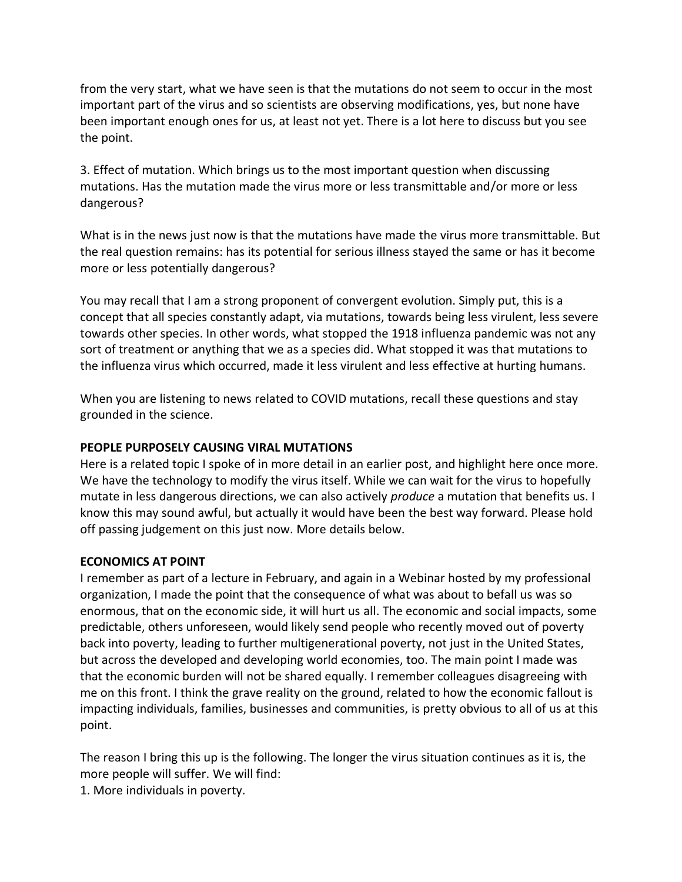from the very start, what we have seen is that the mutations do not seem to occur in the most important part of the virus and so scientists are observing modifications, yes, but none have been important enough ones for us, at least not yet. There is a lot here to discuss but you see the point.

3. Effect of mutation. Which brings us to the most important question when discussing mutations. Has the mutation made the virus more or less transmittable and/or more or less dangerous?

What is in the news just now is that the mutations have made the virus more transmittable. But the real question remains: has its potential for serious illness stayed the same or has it become more or less potentially dangerous?

You may recall that I am a strong proponent of convergent evolution. Simply put, this is a concept that all species constantly adapt, via mutations, towards being less virulent, less severe towards other species. In other words, what stopped the 1918 influenza pandemic was not any sort of treatment or anything that we as a species did. What stopped it was that mutations to the influenza virus which occurred, made it less virulent and less effective at hurting humans.

When you are listening to news related to COVID mutations, recall these questions and stay grounded in the science.

**PEOPLE PURPOSELY CAUSING VIRAL MUTATIONS**

Here is a related topic I spoke of in more detail in an earlier post, and highlight here once more. We have the technology to modify the virus itself. While we can wait for the virus to hopefully mutate in less dangerous directions, we can also actively *produce* a mutation that benefits us. I know this may sound awful, but actually it would have been the best way forward. Please hold off passing judgement on this just now. More details below.

**ECONOMICS AT POINT**

I remember as part of a lecture in February, and again in a Webinar hosted by my professional organization, I made the point that the consequence of what was about to befall us was so enormous, that on the economic side, it will hurt us all. The economic and social impacts, some predictable, others unforeseen, would likely send people who recently moved out of poverty back into poverty, leading to further multigenerational poverty, not just in the United States, but across the developed and developing world economies, too. The main point I made was that the economic burden will not be shared equally. I remember colleagues disagreeing with me on this front. I think the grave reality on the ground, related to how the economic fallout is impacting individuals, families, businesses and communities, is pretty obvious to all of us at this point.

The reason I bring this up is the following. The longer the virus situation continues as it is, the more people will suffer. We will find:

1. More individuals in poverty.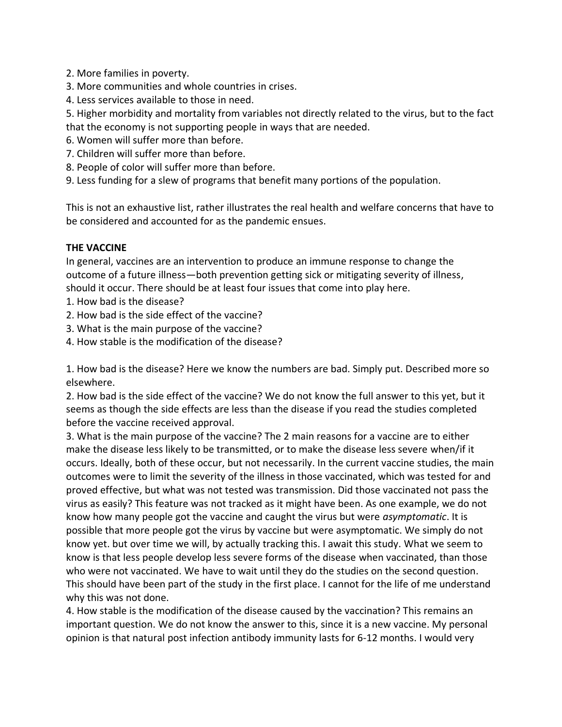2. More families in poverty.
3. More communities and whole countries in crises.
4. Less services available to those in need.
5. Higher morbidity and mortality from variables not directly related to the virus, but to the fact that the economy is not supporting people in ways that are needed.
6. Women will suffer more than before.
7. Children will suffer more than before.
8. People of color will suffer more than before.
9. Less funding for a slew of programs that benefit many portions of the population.

This is not an exhaustive list, rather illustrates the real health and welfare concerns that have to be considered and accounted for as the pandemic ensues.

**THE VACCINE**

In general, vaccines are an intervention to produce an immune response to change the outcome of a future illness—both prevention getting sick or mitigating severity of illness, should it occur. There should be at least four issues that come into play here.

1. How bad is the disease?
2. How bad is the side effect of the vaccine?
3. What is the main purpose of the vaccine?
4. How stable is the modification of the disease?

1. How bad is the disease? Here we know the numbers are bad. Simply put. Described more so elsewhere.
2. How bad is the side effect of the vaccine? We do not know the full answer to this yet, but it seems as though the side effects are less than the disease if you read the studies completed before the vaccine received approval.
3. What is the main purpose of the vaccine? The 2 main reasons for a vaccine are to either make the disease less likely to be transmitted, or to make the disease less severe when/if it occurs. Ideally, both of these occur, but not necessarily. In the current vaccine studies, the main outcomes were to limit the severity of the illness in those vaccinated, which was tested for and proved effective, but what was not tested was transmission. Did those vaccinated not pass the virus as easily? This feature was not tracked as it might have been. As one example, we do not know how many people got the vaccine and caught the virus but were *asymptomatic*. It is possible that more people got the virus by vaccine but were asymptomatic. We simply do not know yet. but over time we will, by actually tracking this. I await this study. What we seem to know is that less people develop less severe forms of the disease when vaccinated, than those who were not vaccinated. We have to wait until they do the studies on the second question. This should have been part of the study in the first place. I cannot for the life of me understand why this was not done.
4. How stable is the modification of the disease caused by the vaccination? This remains an important question. We do not know the answer to this, since it is a new vaccine. My personal opinion is that natural post infection antibody immunity lasts for 6-12 months. I would very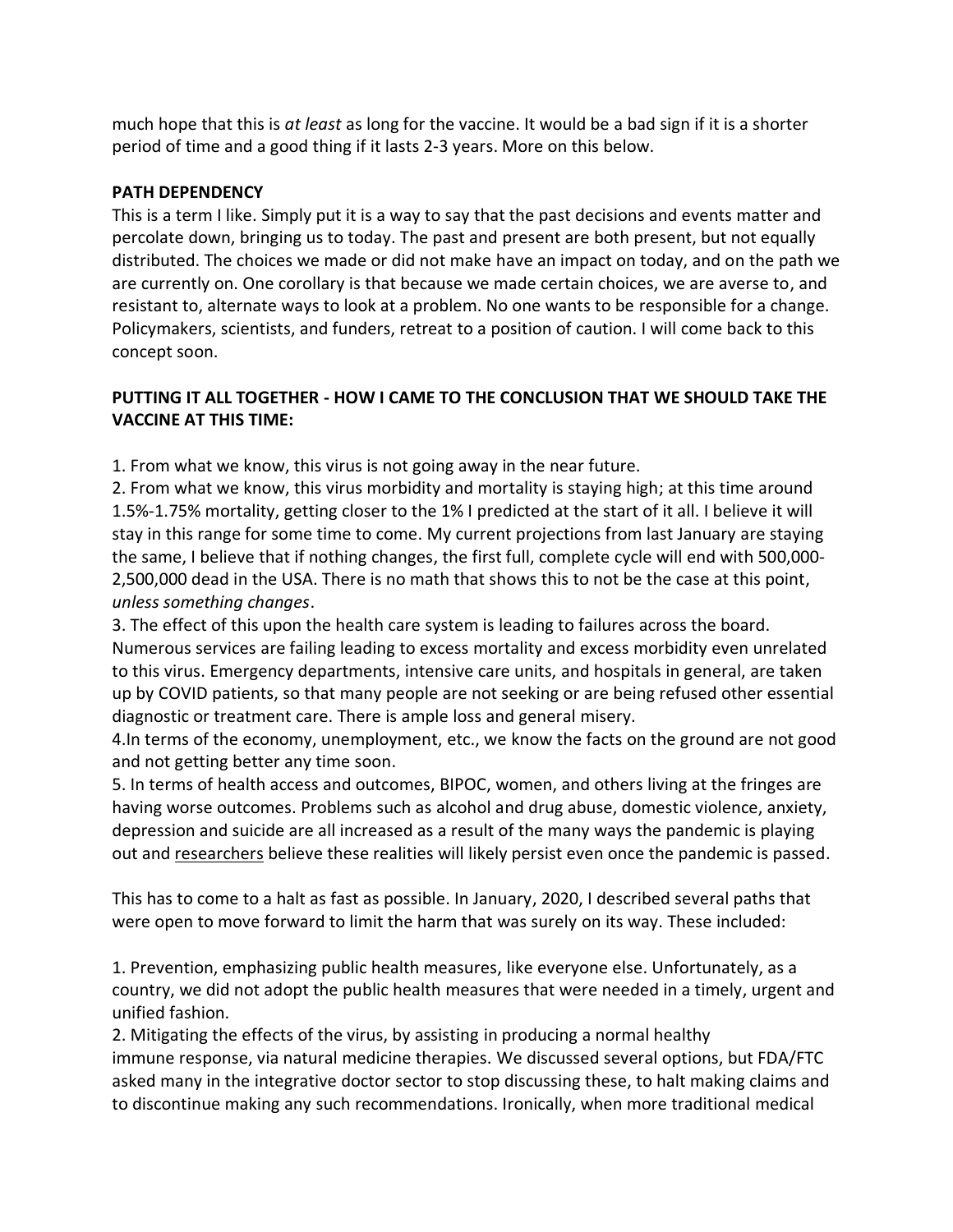much hope that this is *at least* as long for the vaccine. It would be a bad sign if it is a shorter period of time and a good thing if it lasts 2-3 years. More on this below.

**PATH DEPENDENCY**

This is a term I like. Simply put it is a way to say that the past decisions and events matter and percolate down, bringing us to today. The past and present are both present, but not equally distributed. The choices we made or did not make have an impact on today, and on the path we are currently on. One corollary is that because we made certain choices, we are averse to, and resistant to, alternate ways to look at a problem. No one wants to be responsible for a change. Policymakers, scientists, and funders, retreat to a position of caution. I will come back to this concept soon.

**PUTTING IT ALL TOGETHER - HOW I CAME TO THE CONCLUSION THAT WE SHOULD TAKE THE VACCINE AT THIS TIME:**

1. From what we know, this virus is not going away in the near future.
2. From what we know, this virus morbidity and mortality is staying high; at this time around 1.5%-1.75% mortality, getting closer to the 1% I predicted at the start of it all. I believe it will stay in this range for some time to come. My current projections from last January are staying the same, I believe that if nothing changes, the first full, complete cycle will end with 500,000-2,500,000 dead in the USA. There is no math that shows this to not be the case at this point, *unless something changes*.
3. The effect of this upon the health care system is leading to failures across the board. Numerous services are failing leading to excess mortality and excess morbidity even unrelated to this virus. Emergency departments, intensive care units, and hospitals in general, are taken up by COVID patients, so that many people are not seeking or are being refused other essential diagnostic or treatment care. There is ample loss and general misery.
4. In terms of the economy, unemployment, etc., we know the facts on the ground are not good and not getting better any time soon.
5. In terms of health access and outcomes, BIPOC, women, and others living at the fringes are having worse outcomes. Problems such as alcohol and drug abuse, domestic violence, anxiety, depression and suicide are all increased as a result of the many ways the pandemic is playing out and researchers believe these realities will likely persist even once the pandemic is passed.

This has to come to a halt as fast as possible. In January, 2020, I described several paths that were open to move forward to limit the harm that was surely on its way. These included:

1. Prevention, emphasizing public health measures, like everyone else. Unfortunately, as a country, we did not adopt the public health measures that were needed in a timely, urgent and unified fashion.
2. Mitigating the effects of the virus, by assisting in producing a normal healthy immune response, via natural medicine therapies. We discussed several options, but FDA/FTC asked many in the integrative doctor sector to stop discussing these, to halt making claims and to discontinue making any such recommendations. Ironically, when more traditional medical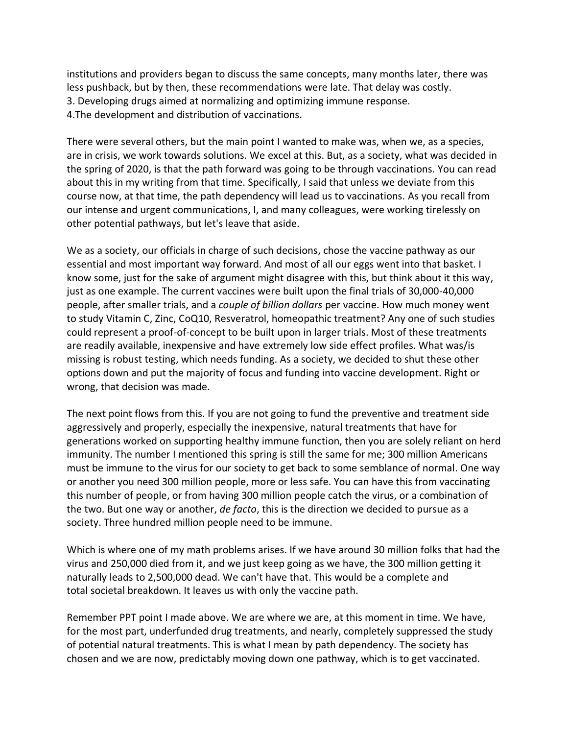institutions and providers began to discuss the same concepts, many months later, there was less pushback, but by then, these recommendations were late. That delay was costly.
3. Developing drugs aimed at normalizing and optimizing immune response.
4.The development and distribution of vaccinations.

There were several others, but the main point I wanted to make was, when we, as a species, are in crisis, we work towards solutions. We excel at this. But, as a society, what was decided in the spring of 2020, is that the path forward was going to be through vaccinations. You can read about this in my writing from that time. Specifically, I said that unless we deviate from this course now, at that time, the path dependency will lead us to vaccinations. As you recall from our intense and urgent communications, I, and many colleagues, were working tirelessly on other potential pathways, but let's leave that aside.

We as a society, our officials in charge of such decisions, chose the vaccine pathway as our essential and most important way forward. And most of all our eggs went into that basket. I know some, just for the sake of argument might disagree with this, but think about it this way, just as one example. The current vaccines were built upon the final trials of 30,000-40,000 people, after smaller trials, and a *couple of billion dollars* per vaccine. How much money went to study Vitamin C, Zinc, CoQ10, Resveratrol, homeopathic treatment? Any one of such studies could represent a proof-of-concept to be built upon in larger trials. Most of these treatments are readily available, inexpensive and have extremely low side effect profiles. What was/is missing is robust testing, which needs funding. As a society, we decided to shut these other options down and put the majority of focus and funding into vaccine development. Right or wrong, that decision was made.

The next point flows from this. If you are not going to fund the preventive and treatment side aggressively and properly, especially the inexpensive, natural treatments that have for generations worked on supporting healthy immune function, then you are solely reliant on herd immunity. The number I mentioned this spring is still the same for me; 300 million Americans must be immune to the virus for our society to get back to some semblance of normal. One way or another you need 300 million people, more or less safe. You can have this from vaccinating this number of people, or from having 300 million people catch the virus, or a combination of the two. But one way or another, *de facto*, this is the direction we decided to pursue as a society. Three hundred million people need to be immune.

Which is where one of my math problems arises. If we have around 30 million folks that had the virus and 250,000 died from it, and we just keep going as we have, the 300 million getting it naturally leads to 2,500,000 dead. We can't have that. This would be a complete and total societal breakdown. It leaves us with only the vaccine path.

Remember PPT point I made above. We are where we are, at this moment in time. We have, for the most part, underfunded drug treatments, and nearly, completely suppressed the study of potential natural treatments. This is what I mean by path dependency. The society has chosen and we are now, predictably moving down one pathway, which is to get vaccinated.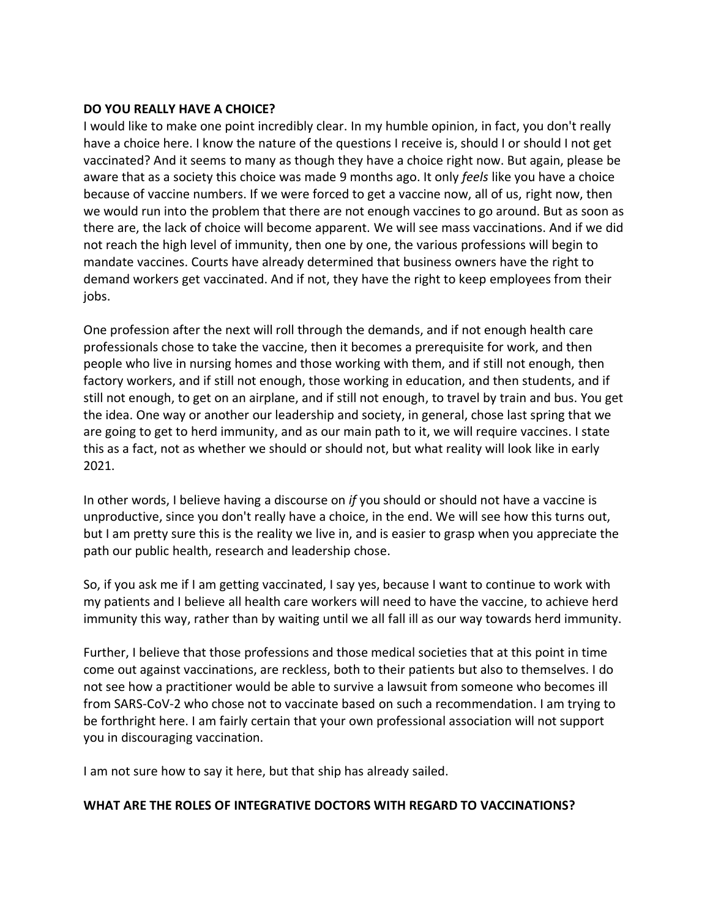**DO YOU REALLY HAVE A CHOICE?**

I would like to make one point incredibly clear. In my humble opinion, in fact, you don't really have a choice here. I know the nature of the questions I receive is, should I or should I not get vaccinated? And it seems to many as though they have a choice right now. But again, please be aware that as a society this choice was made 9 months ago. It only *feels* like you have a choice because of vaccine numbers. If we were forced to get a vaccine now, all of us, right now, then we would run into the problem that there are not enough vaccines to go around. But as soon as there are, the lack of choice will become apparent. We will see mass vaccinations. And if we did not reach the high level of immunity, then one by one, the various professions will begin to mandate vaccines. Courts have already determined that business owners have the right to demand workers get vaccinated. And if not, they have the right to keep employees from their jobs.

One profession after the next will roll through the demands, and if not enough health care professionals chose to take the vaccine, then it becomes a prerequisite for work, and then people who live in nursing homes and those working with them, and if still not enough, then factory workers, and if still not enough, those working in education, and then students, and if still not enough, to get on an airplane, and if still not enough, to travel by train and bus. You get the idea. One way or another our leadership and society, in general, chose last spring that we are going to get to herd immunity, and as our main path to it, we will require vaccines. I state this as a fact, not as whether we should or should not, but what reality will look like in early 2021.

In other words, I believe having a discourse on *if* you should or should not have a vaccine is unproductive, since you don't really have a choice, in the end. We will see how this turns out, but I am pretty sure this is the reality we live in, and is easier to grasp when you appreciate the path our public health, research and leadership chose.

So, if you ask me if I am getting vaccinated, I say yes, because I want to continue to work with my patients and I believe all health care workers will need to have the vaccine, to achieve herd immunity this way, rather than by waiting until we all fall ill as our way towards herd immunity.

Further, I believe that those professions and those medical societies that at this point in time come out against vaccinations, are reckless, both to their patients but also to themselves. I do not see how a practitioner would be able to survive a lawsuit from someone who becomes ill from SARS-CoV-2 who chose not to vaccinate based on such a recommendation. I am trying to be forthright here. I am fairly certain that your own professional association will not support you in discouraging vaccination.

I am not sure how to say it here, but that ship has already sailed.

**WHAT ARE THE ROLES OF INTEGRATIVE DOCTORS WITH REGARD TO VACCINATIONS?**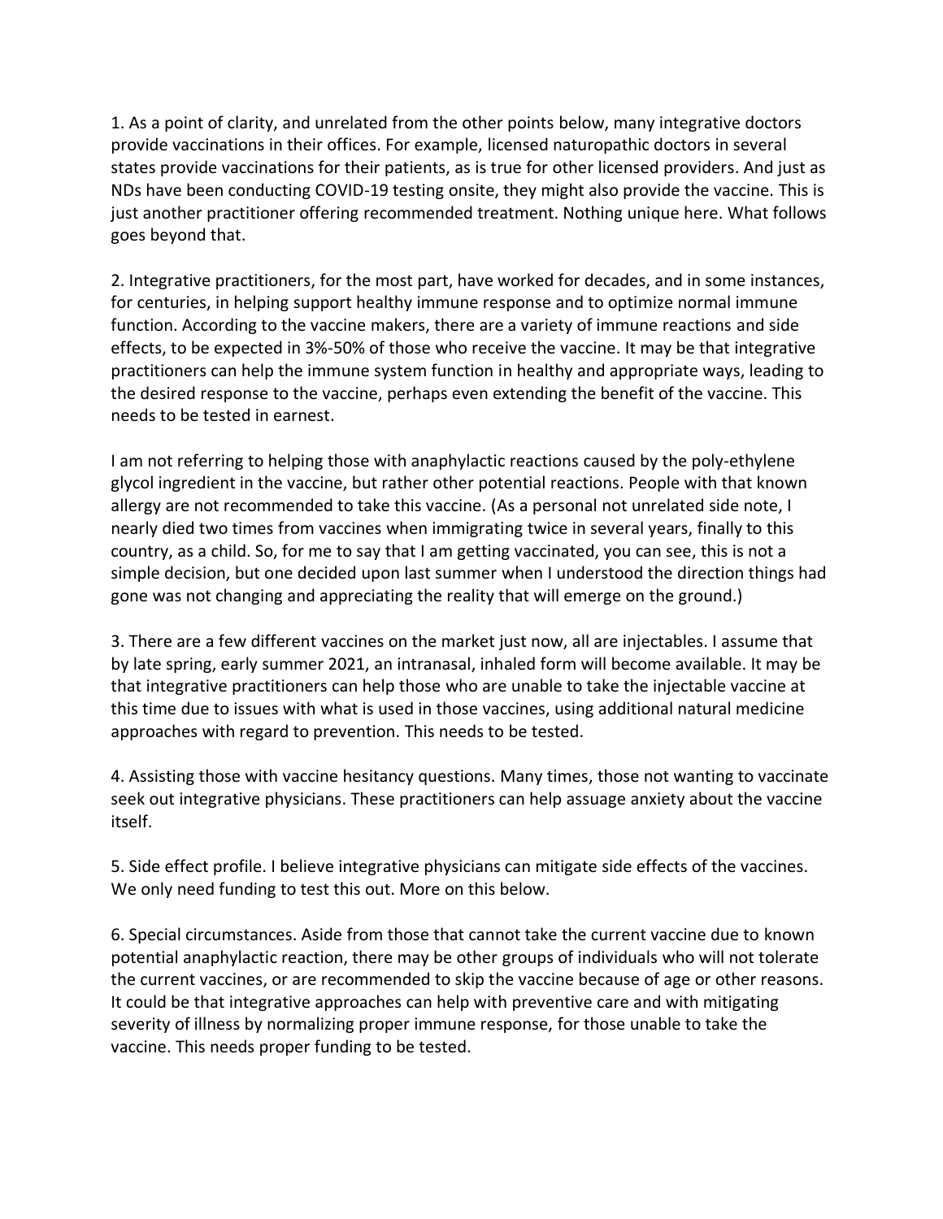1. As a point of clarity, and unrelated from the other points below, many integrative doctors provide vaccinations in their offices. For example, licensed naturopathic doctors in several states provide vaccinations for their patients, as is true for other licensed providers. And just as NDs have been conducting COVID-19 testing onsite, they might also provide the vaccine. This is just another practitioner offering recommended treatment. Nothing unique here. What follows goes beyond that.

2. Integrative practitioners, for the most part, have worked for decades, and in some instances, for centuries, in helping support healthy immune response and to optimize normal immune function. According to the vaccine makers, there are a variety of immune reactions and side effects, to be expected in 3%-50% of those who receive the vaccine. It may be that integrative practitioners can help the immune system function in healthy and appropriate ways, leading to the desired response to the vaccine, perhaps even extending the benefit of the vaccine. This needs to be tested in earnest.

I am not referring to helping those with anaphylactic reactions caused by the poly-ethylene glycol ingredient in the vaccine, but rather other potential reactions. People with that known allergy are not recommended to take this vaccine. (As a personal not unrelated side note, I nearly died two times from vaccines when immigrating twice in several years, finally to this country, as a child. So, for me to say that I am getting vaccinated, you can see, this is not a simple decision, but one decided upon last summer when I understood the direction things had gone was not changing and appreciating the reality that will emerge on the ground.)

3. There are a few different vaccines on the market just now, all are injectables. I assume that by late spring, early summer 2021, an intranasal, inhaled form will become available. It may be that integrative practitioners can help those who are unable to take the injectable vaccine at this time due to issues with what is used in those vaccines, using additional natural medicine approaches with regard to prevention. This needs to be tested.

4. Assisting those with vaccine hesitancy questions. Many times, those not wanting to vaccinate seek out integrative physicians. These practitioners can help assuage anxiety about the vaccine itself.

5. Side effect profile. I believe integrative physicians can mitigate side effects of the vaccines. We only need funding to test this out. More on this below.

6. Special circumstances. Aside from those that cannot take the current vaccine due to known potential anaphylactic reaction, there may be other groups of individuals who will not tolerate the current vaccines, or are recommended to skip the vaccine because of age or other reasons. It could be that integrative approaches can help with preventive care and with mitigating severity of illness by normalizing proper immune response, for those unable to take the vaccine. This needs proper funding to be tested.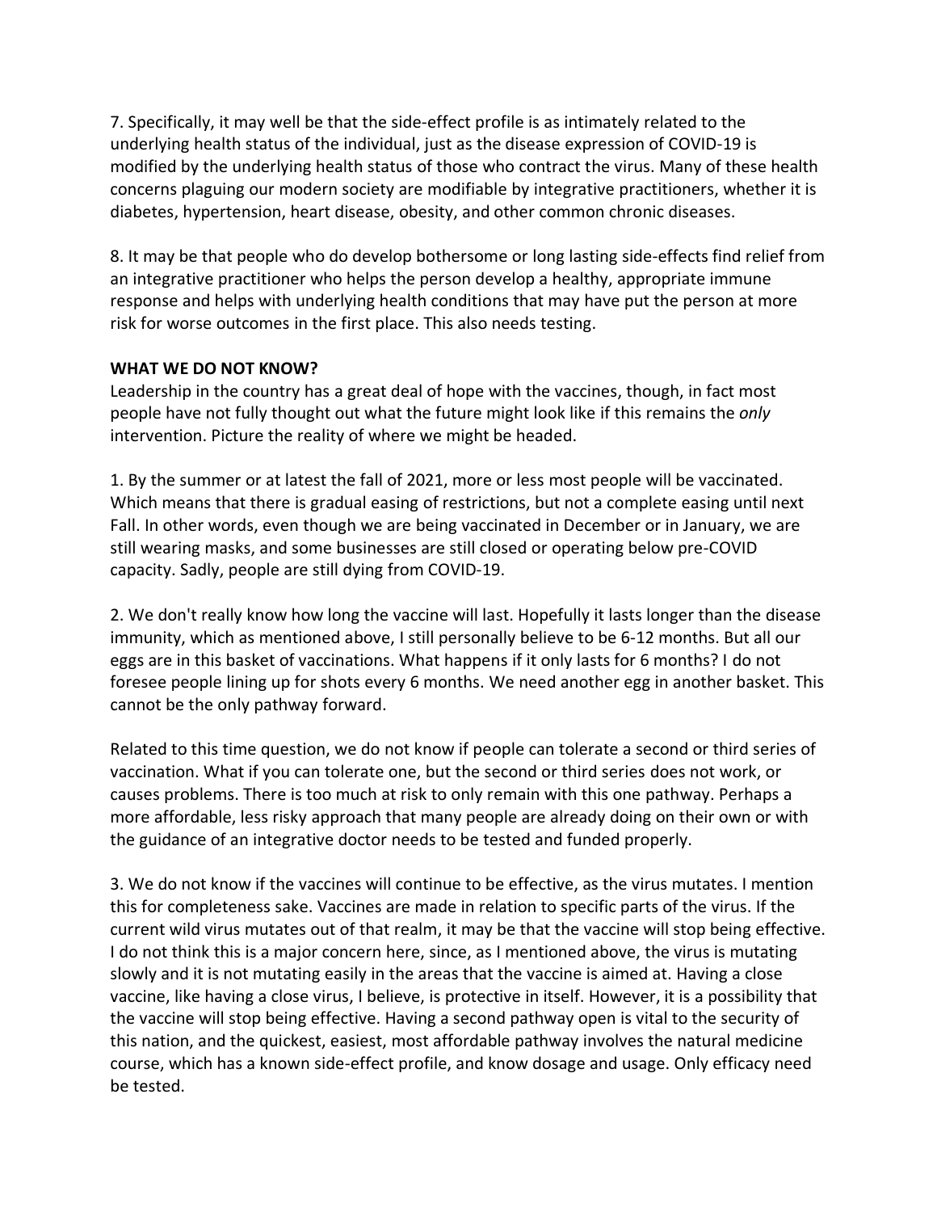7. Specifically, it may well be that the side-effect profile is as intimately related to the underlying health status of the individual, just as the disease expression of COVID-19 is modified by the underlying health status of those who contract the virus. Many of these health concerns plaguing our modern society are modifiable by integrative practitioners, whether it is diabetes, hypertension, heart disease, obesity, and other common chronic diseases.

8. It may be that people who do develop bothersome or long lasting side-effects find relief from an integrative practitioner who helps the person develop a healthy, appropriate immune response and helps with underlying health conditions that may have put the person at more risk for worse outcomes in the first place. This also needs testing.

**WHAT WE DO NOT KNOW?**

Leadership in the country has a great deal of hope with the vaccines, though, in fact most people have not fully thought out what the future might look like if this remains the *only* intervention. Picture the reality of where we might be headed.

1. By the summer or at latest the fall of 2021, more or less most people will be vaccinated. Which means that there is gradual easing of restrictions, but not a complete easing until next Fall. In other words, even though we are being vaccinated in December or in January, we are still wearing masks, and some businesses are still closed or operating below pre-COVID capacity. Sadly, people are still dying from COVID-19.

2. We don't really know how long the vaccine will last. Hopefully it lasts longer than the disease immunity, which as mentioned above, I still personally believe to be 6-12 months. But all our eggs are in this basket of vaccinations. What happens if it only lasts for 6 months? I do not foresee people lining up for shots every 6 months. We need another egg in another basket. This cannot be the only pathway forward.

Related to this time question, we do not know if people can tolerate a second or third series of vaccination. What if you can tolerate one, but the second or third series does not work, or causes problems. There is too much at risk to only remain with this one pathway. Perhaps a more affordable, less risky approach that many people are already doing on their own or with the guidance of an integrative doctor needs to be tested and funded properly.

3. We do not know if the vaccines will continue to be effective, as the virus mutates. I mention this for completeness sake. Vaccines are made in relation to specific parts of the virus. If the current wild virus mutates out of that realm, it may be that the vaccine will stop being effective. I do not think this is a major concern here, since, as I mentioned above, the virus is mutating slowly and it is not mutating easily in the areas that the vaccine is aimed at. Having a close vaccine, like having a close virus, I believe, is protective in itself. However, it is a possibility that the vaccine will stop being effective. Having a second pathway open is vital to the security of this nation, and the quickest, easiest, most affordable pathway involves the natural medicine course, which has a known side-effect profile, and know dosage and usage. Only efficacy need be tested.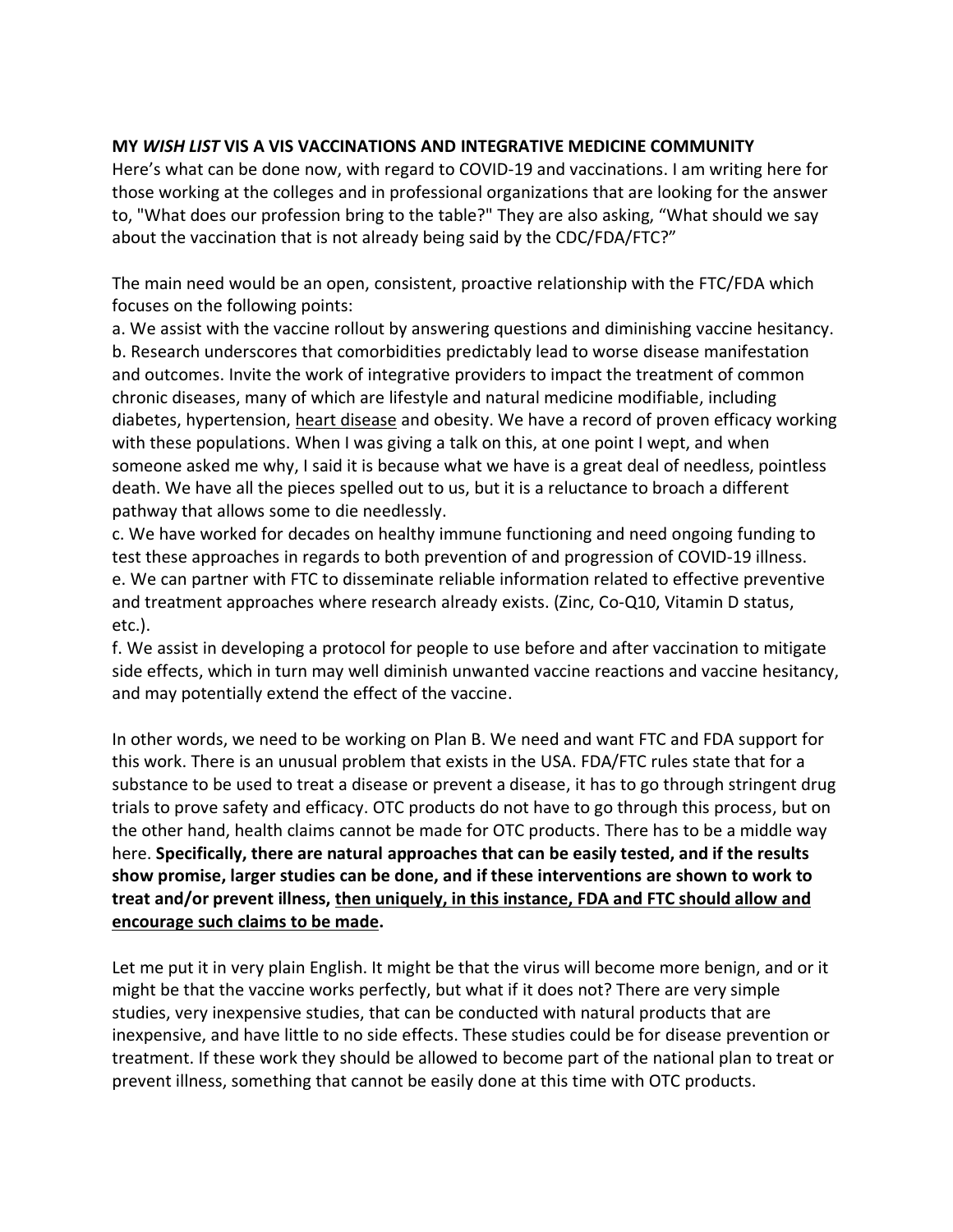**MY *WISH LIST* VIS A VIS VACCINATIONS AND INTEGRATIVE MEDICINE COMMUNITY**

Here's what can be done now, with regard to COVID-19 and vaccinations. I am writing here for those working at the colleges and in professional organizations that are looking for the answer to, "What does our profession bring to the table?" They are also asking, "What should we say about the vaccination that is not already being said by the CDC/FDA/FTC?"

The main need would be an open, consistent, proactive relationship with the FTC/FDA which focuses on the following points:

a. We assist with the vaccine rollout by answering questions and diminishing vaccine hesitancy.
b. Research underscores that comorbidities predictably lead to worse disease manifestation and outcomes. Invite the work of integrative providers to impact the treatment of common chronic diseases, many of which are lifestyle and natural medicine modifiable, including diabetes, hypertension, <u>heart disease</u> and obesity. We have a record of proven efficacy working with these populations. When I was giving a talk on this, at one point I wept, and when someone asked me why, I said it is because what we have is a great deal of needless, pointless death. We have all the pieces spelled out to us, but it is a reluctance to broach a different pathway that allows some to die needlessly.
c. We have worked for decades on healthy immune functioning and need ongoing funding to test these approaches in regards to both prevention of and progression of COVID-19 illness.
e. We can partner with FTC to disseminate reliable information related to effective preventive and treatment approaches where research already exists. (Zinc, Co-Q10, Vitamin D status, etc.).
f. We assist in developing a protocol for people to use before and after vaccination to mitigate side effects, which in turn may well diminish unwanted vaccine reactions and vaccine hesitancy, and may potentially extend the effect of the vaccine.

In other words, we need to be working on Plan B. We need and want FTC and FDA support for this work. There is an unusual problem that exists in the USA. FDA/FTC rules state that for a substance to be used to treat a disease or prevent a disease, it has to go through stringent drug trials to prove safety and efficacy. OTC products do not have to go through this process, but on the other hand, health claims cannot be made for OTC products. There has to be a middle way here. **Specifically, there are natural approaches that can be easily tested, and if the results show promise, larger studies can be done, and if these interventions are shown to work to treat and/or prevent illness, <u>then uniquely, in this instance, FDA and FTC should allow and encourage such claims to be made</u>.**

Let me put it in very plain English. It might be that the virus will become more benign, and or it might be that the vaccine works perfectly, but what if it does not? There are very simple studies, very inexpensive studies, that can be conducted with natural products that are inexpensive, and have little to no side effects. These studies could be for disease prevention or treatment. If these work they should be allowed to become part of the national plan to treat or prevent illness, something that cannot be easily done at this time with OTC products.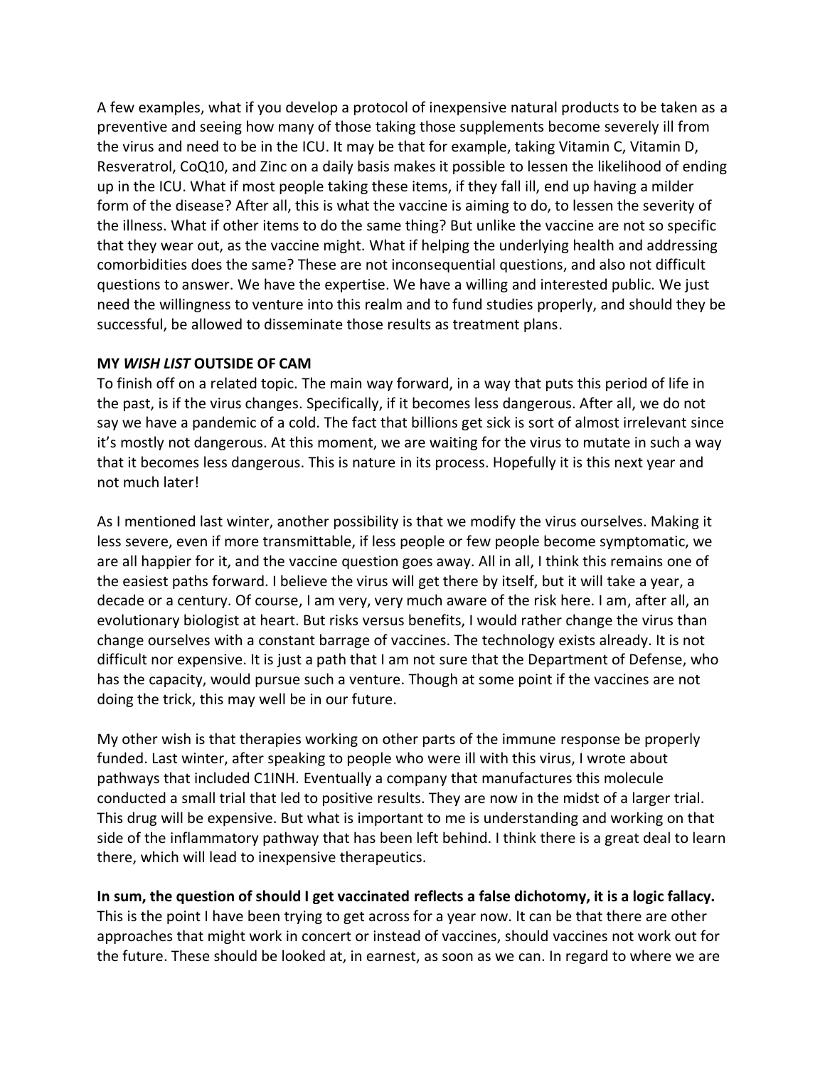A few examples, what if you develop a protocol of inexpensive natural products to be taken as a preventive and seeing how many of those taking those supplements become severely ill from the virus and need to be in the ICU. It may be that for example, taking Vitamin C, Vitamin D, Resveratrol, CoQ10, and Zinc on a daily basis makes it possible to lessen the likelihood of ending up in the ICU. What if most people taking these items, if they fall ill, end up having a milder form of the disease? After all, this is what the vaccine is aiming to do, to lessen the severity of the illness. What if other items to do the same thing? But unlike the vaccine are not so specific that they wear out, as the vaccine might. What if helping the underlying health and addressing comorbidities does the same? These are not inconsequential questions, and also not difficult questions to answer. We have the expertise. We have a willing and interested public. We just need the willingness to venture into this realm and to fund studies properly, and should they be successful, be allowed to disseminate those results as treatment plans.

**MY *WISH LIST* OUTSIDE OF CAM**

To finish off on a related topic. The main way forward, in a way that puts this period of life in the past, is if the virus changes. Specifically, if it becomes less dangerous. After all, we do not say we have a pandemic of a cold. The fact that billions get sick is sort of almost irrelevant since it's mostly not dangerous. At this moment, we are waiting for the virus to mutate in such a way that it becomes less dangerous. This is nature in its process. Hopefully it is this next year and not much later!

As I mentioned last winter, another possibility is that we modify the virus ourselves. Making it less severe, even if more transmittable, if less people or few people become symptomatic, we are all happier for it, and the vaccine question goes away. All in all, I think this remains one of the easiest paths forward. I believe the virus will get there by itself, but it will take a year, a decade or a century. Of course, I am very, very much aware of the risk here. I am, after all, an evolutionary biologist at heart. But risks versus benefits, I would rather change the virus than change ourselves with a constant barrage of vaccines. The technology exists already. It is not difficult nor expensive. It is just a path that I am not sure that the Department of Defense, who has the capacity, would pursue such a venture. Though at some point if the vaccines are not doing the trick, this may well be in our future.

My other wish is that therapies working on other parts of the immune response be properly funded. Last winter, after speaking to people who were ill with this virus, I wrote about pathways that included C1INH. Eventually a company that manufactures this molecule conducted a small trial that led to positive results. They are now in the midst of a larger trial. This drug will be expensive. But what is important to me is understanding and working on that side of the inflammatory pathway that has been left behind. I think there is a great deal to learn there, which will lead to inexpensive therapeutics.

**In sum, the question of should I get vaccinated reflects a false dichotomy, it is a logic fallacy.** This is the point I have been trying to get across for a year now. It can be that there are other approaches that might work in concert or instead of vaccines, should vaccines not work out for the future. These should be looked at, in earnest, as soon as we can. In regard to where we are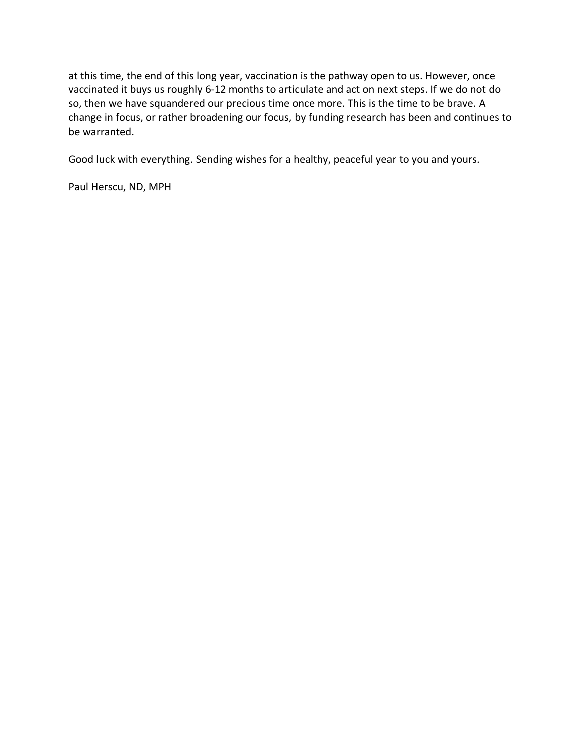at this time, the end of this long year, vaccination is the pathway open to us. However, once vaccinated it buys us roughly 6-12 months to articulate and act on next steps. If we do not do so, then we have squandered our precious time once more. This is the time to be brave. A change in focus, or rather broadening our focus, by funding research has been and continues to be warranted.

Good luck with everything. Sending wishes for a healthy, peaceful year to you and yours.

Paul Herscu, ND, MPH